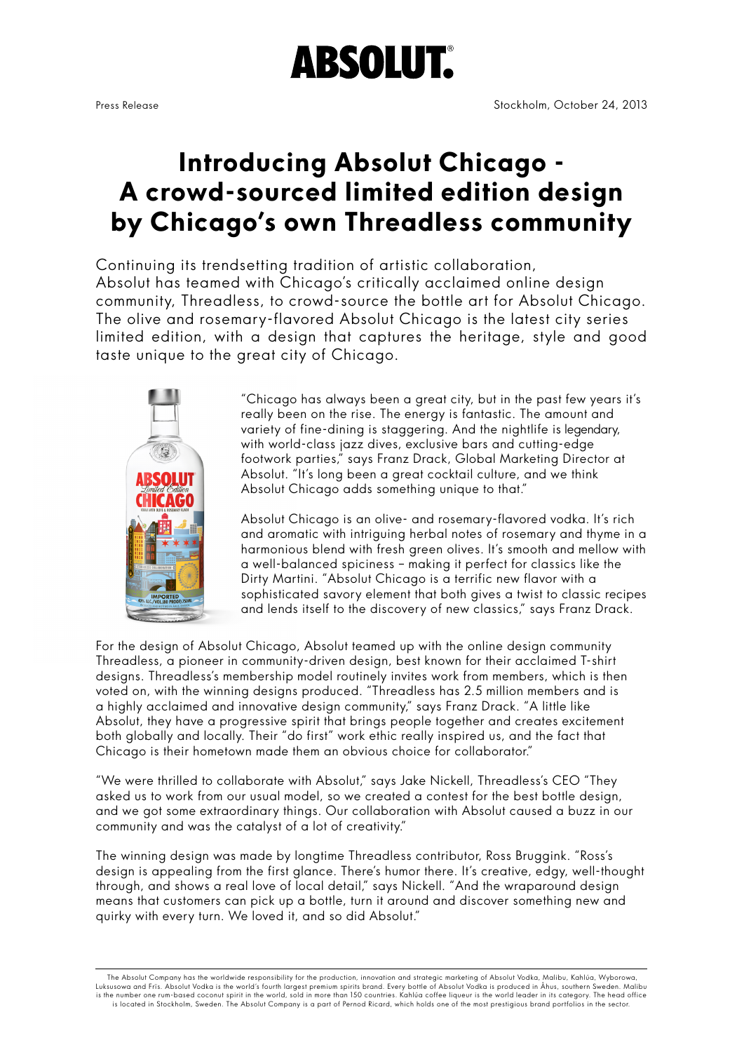# ABSOLUT.

Press Release

Stockholm, October 24, 2013

# Introducing Absolut Chicago - A crowd-sourced limited edition design by Chicago's own Threadless community

Continuing its trendsetting tradition of artistic collaboration, Absolut has teamed with Chicago's critically acclaimed online design community, Threadless, to crowd-source the bottle art for Absolut Chicago. The olive and rosemary-flavored Absolut Chicago is the latest city series limited edition, with a design that captures the heritage, style and good taste unique to the great city of Chicago.

"Chicago has always been a great city, but in the past few years it's really been on the rise. The energy is fantastic. The amount and variety of fine-dining is staggering. And the nightlife is legendary, with world-class jazz dives, exclusive bars and cutting-edge footwork parties," says Franz Drack, Global Marketing Director at Absolut. "It's long been a great cocktail culture, and we think Absolut Chicago adds something unique to that."

Absolut Chicago is an olive- and rosemary-flavored vodka. It's rich and aromatic with intriguing herbal notes of rosemary and thyme in a harmonious blend with fresh green olives. It's smooth and mellow with a well-balanced spiciness – making it perfect for classics like the Dirty Martini. "Absolut Chicago is a terrific new flavor with a sophisticated savory element that both gives a twist to classic recipes and lends itself to the discovery of new classics," says Franz Drack.

For the design of Absolut Chicago, Absolut teamed up with the online design community Threadless, a pioneer in community-driven design, best known for their acclaimed T-shirt designs. Threadless's membership model routinely invites work from members, which is then voted on, with the winning designs produced. "Threadless has 2.5 million members and is a highly acclaimed and innovative design community," says Franz Drack. "A little like Absolut, they have a progressive spirit that brings people together and creates excitement both globally and locally. Their "do first" work ethic really inspired us, and the fact that Chicago is their hometown made them an obvious choice for collaborator."

"We were thrilled to collaborate with Absolut," says Jake Nickell, Threadless's CEO "They asked us to work from our usual model, so we created a contest for the best bottle design, and we got some extraordinary things. Our collaboration with Absolut caused a buzz in our community and was the catalyst of a lot of creativity."

The winning design was made by longtime Threadless contributor, Ross Bruggink. "Ross's design is appealing from the first glance. There's humor there. It's creative, edgy, well-thought through, and shows a real love of local detail," says Nickell. "And the wraparound design means that customers can pick up a bottle, turn it around and discover something new and quirky with every turn. We loved it, and so did Absolut."

The Absolut Company has the worldwide responsibility for the production, innovation and strategic marketing of Absolut Vodka, Malibu, Kahlúa, Wyborowa, Luksusowa and Frïs. Absolut Vodka is the world's fourth largest premium spirits brand. Every bottle of Absolut Vodka is produced in Åhus, southern Sweden. Malibu is the number one rum-based coconut spirit in the world, sold in more than 150 countries. Kahlúa coffee liqueur is the world leader in its category. The head office is located in Stockholm, Sweden. The Absolut Company is a part of Pernod Ricard, which holds one of the most prestigious brand portfolios in the sector.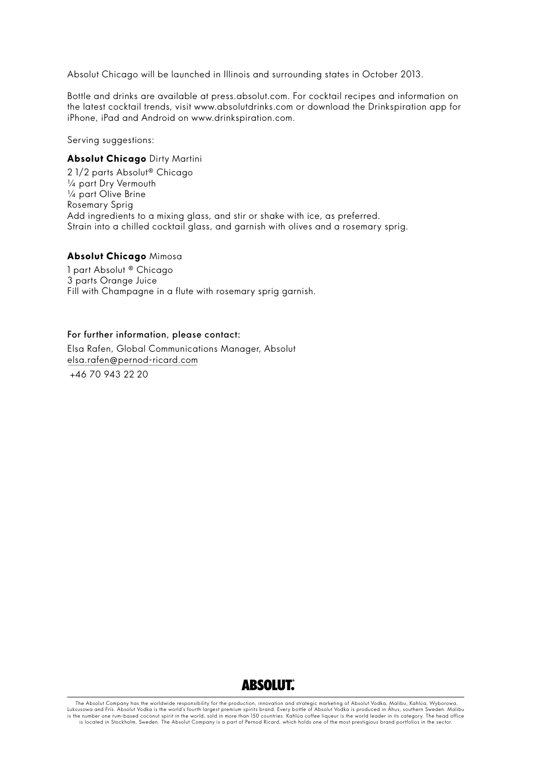Absolut Chicago will be launched in Illinois and surrounding states in October 2013.

Bottle and drinks are available at press.absolut.com. For cocktail recipes and information on the latest cocktail trends, visit www.absolutdrinks.com or download the Drinkspiration app for iPhone, iPad and Android on www.drinkspiration.com.

Serving suggestions:

**Absolut Chicago** Dirty Martini

2 1/2 parts Absolut® Chicago
¼ part Dry Vermouth
¼ part Olive Brine
Rosemary Sprig
Add ingredients to a mixing glass, and stir or shake with ice, as preferred.
Strain into a chilled cocktail glass, and garnish with olives and a rosemary sprig.

**Absolut Chicago** Mimosa

1 part Absolut ® Chicago
3 parts Orange Juice
Fill with Champagne in a flute with rosemary sprig garnish.

For further information, please contact:

Elsa Rafen, Global Communications Manager, Absolut
elsa.rafen@pernod-ricard.com
+46 70 943 22 20

ABSOLUT.

The Absolut Company has the worldwide responsibility for the production, innovation and strategic marketing of Absolut Vodka, Malibu, Kahlúa, Wyborowa, Luksusowa and Frïs. Absolut Vodka is the world's fourth largest premium spirits brand. Every bottle of Absolut Vodka is produced in Åhus, southern Sweden. Malibu is the number one rum-based coconut spirit in the world, sold in more than 150 countries. Kahlúa coffee liqueur is the world leader in its category. The head office is located in Stockholm, Sweden. The Absolut Company is a part of Pernod Ricard, which holds one of the most prestigious brand portfolios in the sector.